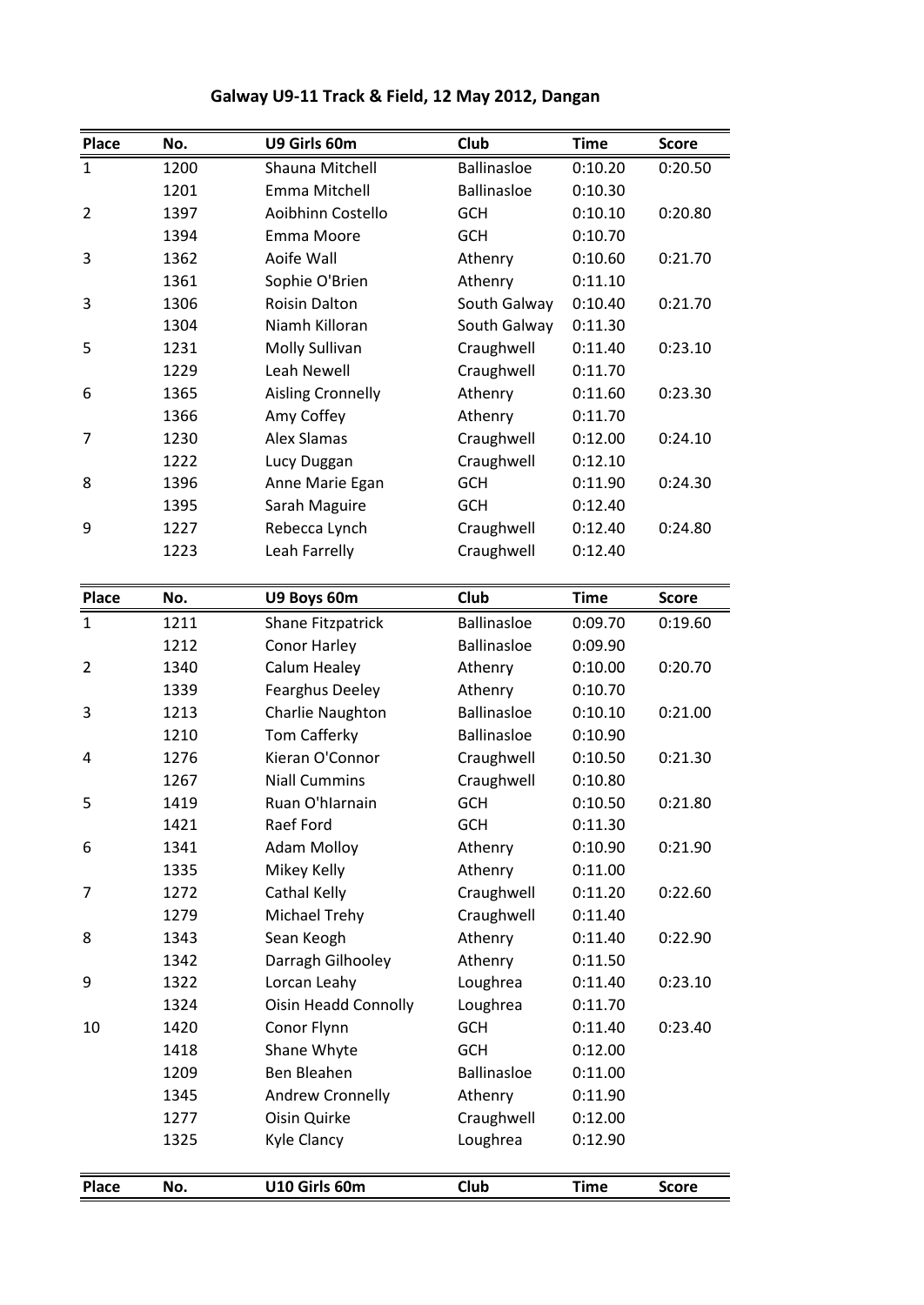# Galway U9-11 Track & Field, 12 May 2012, Dangan

| Place | No. | U9 Girls 60m | Club | Time | Score |
|---|---|---|---|---|---|
| 1 | 1200 | Shauna Mitchell | Ballinasloe | 0:10.20 | 0:20.50 |
| | 1201 | Emma Mitchell | Ballinasloe | 0:10.30 | |
| 2 | 1397 | Aoibhinn Costello | GCH | 0:10.10 | 0:20.80 |
| | 1394 | Emma Moore | GCH | 0:10.70 | |
| 3 | 1362 | Aoife Wall | Athenry | 0:10.60 | 0:21.70 |
| | 1361 | Sophie O'Brien | Athenry | 0:11.10 | |
| 3 | 1306 | Roisin Dalton | South Galway | 0:10.40 | 0:21.70 |
| | 1304 | Niamh Killoran | South Galway | 0:11.30 | |
| 5 | 1231 | Molly Sullivan | Craughwell | 0:11.40 | 0:23.10 |
| | 1229 | Leah Newell | Craughwell | 0:11.70 | |
| 6 | 1365 | Aisling Cronnelly | Athenry | 0:11.60 | 0:23.30 |
| | 1366 | Amy Coffey | Athenry | 0:11.70 | |
| 7 | 1230 | Alex Slamas | Craughwell | 0:12.00 | 0:24.10 |
| | 1222 | Lucy Duggan | Craughwell | 0:12.10 | |
| 8 | 1396 | Anne Marie Egan | GCH | 0:11.90 | 0:24.30 |
| | 1395 | Sarah Maguire | GCH | 0:12.40 | |
| 9 | 1227 | Rebecca Lynch | Craughwell | 0:12.40 | 0:24.80 |
| | 1223 | Leah Farrelly | Craughwell | 0:12.40 | |

| Place | No. | U9 Boys 60m | Club | Time | Score |
|---|---|---|---|---|---|
| 1 | 1211 | Shane Fitzpatrick | Ballinasloe | 0:09.70 | 0:19.60 |
| | 1212 | Conor Harley | Ballinasloe | 0:09.90 | |
| 2 | 1340 | Calum Healey | Athenry | 0:10.00 | 0:20.70 |
| | 1339 | Fearghus Deeley | Athenry | 0:10.70 | |
| 3 | 1213 | Charlie Naughton | Ballinasloe | 0:10.10 | 0:21.00 |
| | 1210 | Tom Cafferky | Ballinasloe | 0:10.90 | |
| 4 | 1276 | Kieran O'Connor | Craughwell | 0:10.50 | 0:21.30 |
| | 1267 | Niall Cummins | Craughwell | 0:10.80 | |
| 5 | 1419 | Ruan O'hIarnain | GCH | 0:10.50 | 0:21.80 |
| | 1421 | Raef Ford | GCH | 0:11.30 | |
| 6 | 1341 | Adam Molloy | Athenry | 0:10.90 | 0:21.90 |
| | 1335 | Mikey Kelly | Athenry | 0:11.00 | |
| 7 | 1272 | Cathal Kelly | Craughwell | 0:11.20 | 0:22.60 |
| | 1279 | Michael Trehy | Craughwell | 0:11.40 | |
| 8 | 1343 | Sean Keogh | Athenry | 0:11.40 | 0:22.90 |
| | 1342 | Darragh Gilhooley | Athenry | 0:11.50 | |
| 9 | 1322 | Lorcan Leahy | Loughrea | 0:11.40 | 0:23.10 |
| | 1324 | Oisin Headd Connolly | Loughrea | 0:11.70 | |
| 10 | 1420 | Conor Flynn | GCH | 0:11.40 | 0:23.40 |
| | 1418 | Shane Whyte | GCH | 0:12.00 | |
| | 1209 | Ben Bleahen | Ballinasloe | 0:11.00 | |
| | 1345 | Andrew Cronnelly | Athenry | 0:11.90 | |
| | 1277 | Oisin Quirke | Craughwell | 0:12.00 | |
| | 1325 | Kyle Clancy | Loughrea | 0:12.90 | |

| Place | No. | U10 Girls 60m | Club | Time | Score |
|---|---|---|---|---|---|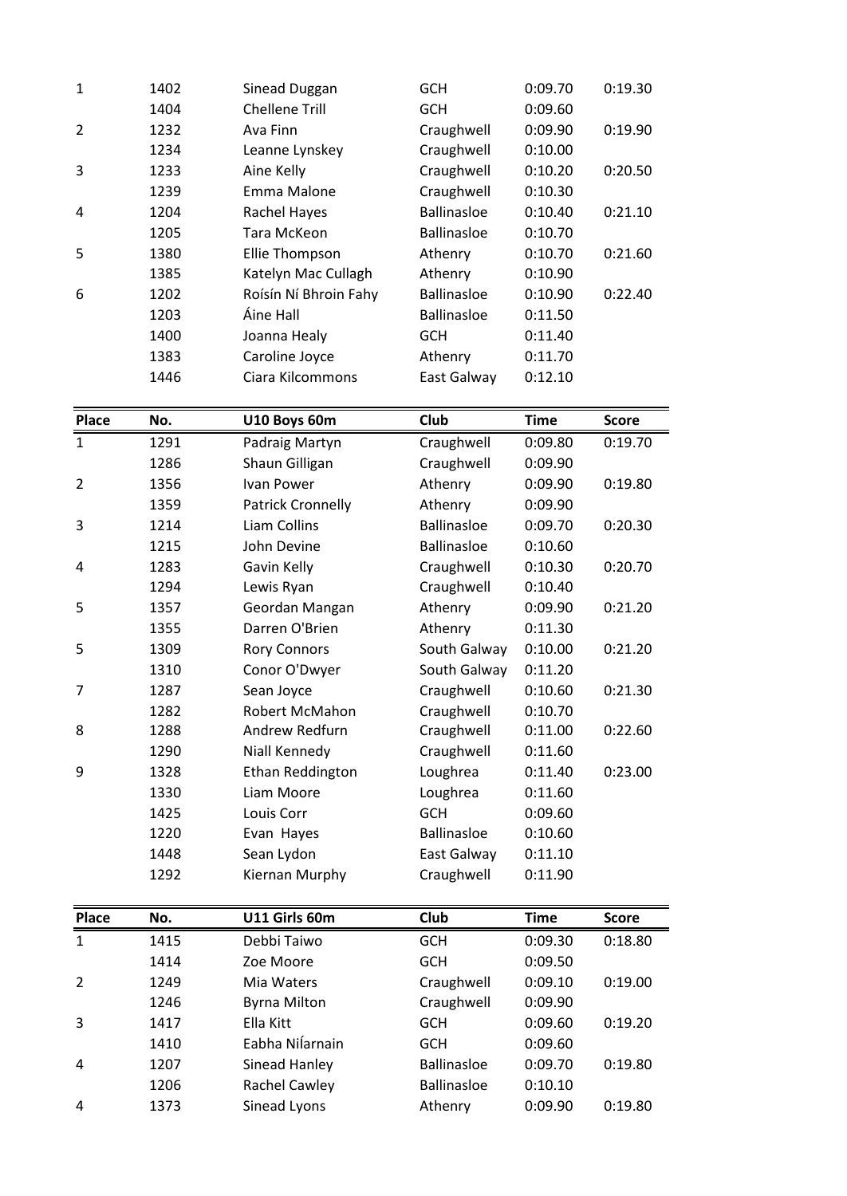| | | | | | |
|---|---|---|---|---|---|
| 1 | 1402 | Sinead Duggan | GCH | 0:09.70 | 0:19.30 |
| | 1404 | Chellene Trill | GCH | 0:09.60 | |
| 2 | 1232 | Ava Finn | Craughwell | 0:09.90 | 0:19.90 |
| | 1234 | Leanne Lynskey | Craughwell | 0:10.00 | |
| 3 | 1233 | Aine Kelly | Craughwell | 0:10.20 | 0:20.50 |
| | 1239 | Emma Malone | Craughwell | 0:10.30 | |
| 4 | 1204 | Rachel Hayes | Ballinasloe | 0:10.40 | 0:21.10 |
| | 1205 | Tara McKeon | Ballinasloe | 0:10.70 | |
| 5 | 1380 | Ellie Thompson | Athenry | 0:10.70 | 0:21.60 |
| | 1385 | Katelyn Mac Cullagh | Athenry | 0:10.90 | |
| 6 | 1202 | Roísín Ní Bhroin Fahy | Ballinasloe | 0:10.90 | 0:22.40 |
| | 1203 | Áine Hall | Ballinasloe | 0:11.50 | |
| | 1400 | Joanna Healy | GCH | 0:11.40 | |
| | 1383 | Caroline Joyce | Athenry | 0:11.70 | |
| | 1446 | Ciara Kilcommons | East Galway | 0:12.10 | |

| Place | No. | U10 Boys 60m | Club | Time | Score |
|---|---|---|---|---|---|
| 1 | 1291 | Padraig Martyn | Craughwell | 0:09.80 | 0:19.70 |
| | 1286 | Shaun Gilligan | Craughwell | 0:09.90 | |
| 2 | 1356 | Ivan Power | Athenry | 0:09.90 | 0:19.80 |
| | 1359 | Patrick Cronnelly | Athenry | 0:09.90 | |
| 3 | 1214 | Liam Collins | Ballinasloe | 0:09.70 | 0:20.30 |
| | 1215 | John Devine | Ballinasloe | 0:10.60 | |
| 4 | 1283 | Gavin Kelly | Craughwell | 0:10.30 | 0:20.70 |
| | 1294 | Lewis Ryan | Craughwell | 0:10.40 | |
| 5 | 1357 | Geordan Mangan | Athenry | 0:09.90 | 0:21.20 |
| | 1355 | Darren O'Brien | Athenry | 0:11.30 | |
| 5 | 1309 | Rory Connors | South Galway | 0:10.00 | 0:21.20 |
| | 1310 | Conor O'Dwyer | South Galway | 0:11.20 | |
| 7 | 1287 | Sean Joyce | Craughwell | 0:10.60 | 0:21.30 |
| | 1282 | Robert McMahon | Craughwell | 0:10.70 | |
| 8 | 1288 | Andrew Redfurn | Craughwell | 0:11.00 | 0:22.60 |
| | 1290 | Niall Kennedy | Craughwell | 0:11.60 | |
| 9 | 1328 | Ethan Reddington | Loughrea | 0:11.40 | 0:23.00 |
| | 1330 | Liam Moore | Loughrea | 0:11.60 | |
| | 1425 | Louis Corr | GCH | 0:09.60 | |
| | 1220 | Evan Hayes | Ballinasloe | 0:10.60 | |
| | 1448 | Sean Lydon | East Galway | 0:11.10 | |
| | 1292 | Kiernan Murphy | Craughwell | 0:11.90 | |

| Place | No. | U11 Girls 60m | Club | Time | Score |
|---|---|---|---|---|---|
| 1 | 1415 | Debbi Taiwo | GCH | 0:09.30 | 0:18.80 |
| | 1414 | Zoe Moore | GCH | 0:09.50 | |
| 2 | 1249 | Mia Waters | Craughwell | 0:09.10 | 0:19.00 |
| | 1246 | Byrna Milton | Craughwell | 0:09.90 | |
| 3 | 1417 | Ella Kitt | GCH | 0:09.60 | 0:19.20 |
| | 1410 | Eabha NiÍarnain | GCH | 0:09.60 | |
| 4 | 1207 | Sinead Hanley | Ballinasloe | 0:09.70 | 0:19.80 |
| | 1206 | Rachel Cawley | Ballinasloe | 0:10.10 | |
| 4 | 1373 | Sinead Lyons | Athenry | 0:09.90 | 0:19.80 |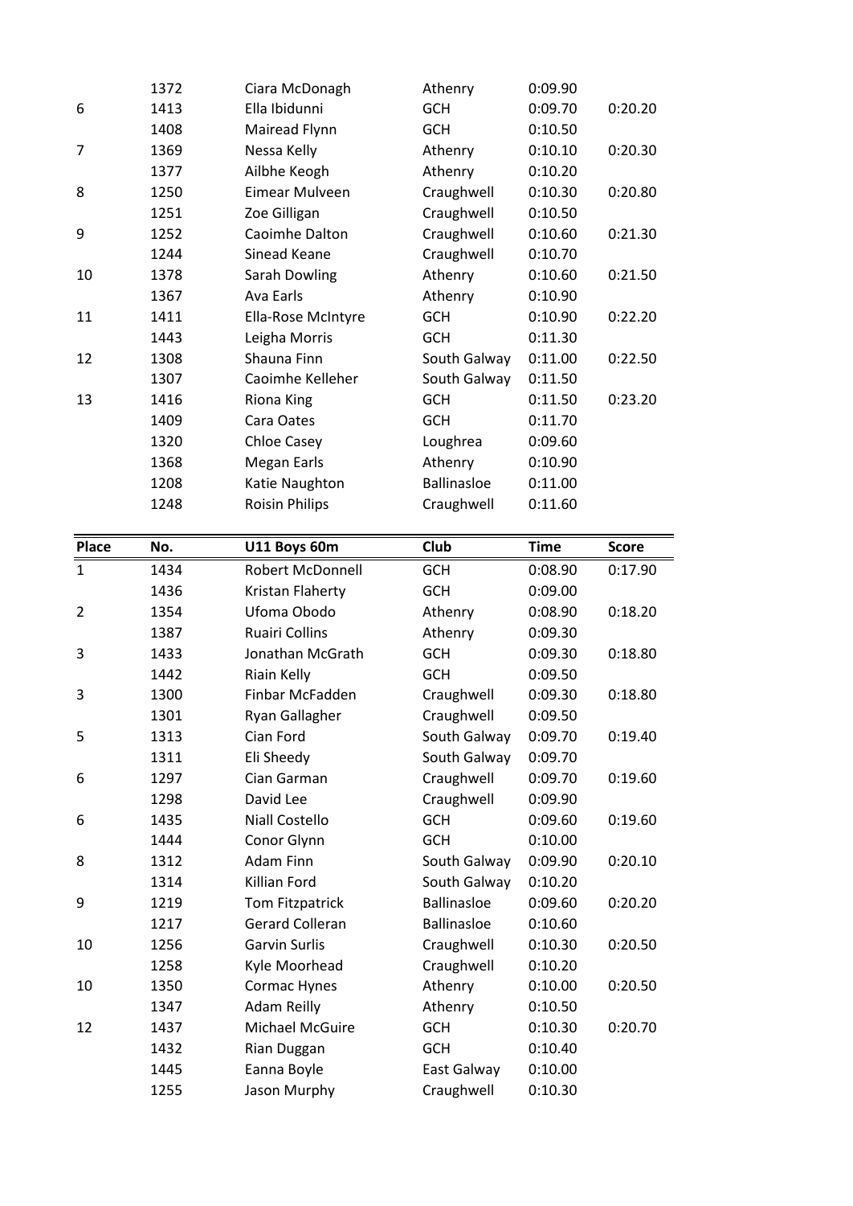| | | | | | |
|---|---|---|---|---|---|
| | 1372 | Ciara McDonagh | Athenry | 0:09.90 | |
| 6 | 1413 | Ella Ibidunni | GCH | 0:09.70 | 0:20.20 |
| | 1408 | Mairead Flynn | GCH | 0:10.50 | |
| 7 | 1369 | Nessa Kelly | Athenry | 0:10.10 | 0:20.30 |
| | 1377 | Ailbhe Keogh | Athenry | 0:10.20 | |
| 8 | 1250 | Eimear Mulveen | Craughwell | 0:10.30 | 0:20.80 |
| | 1251 | Zoe Gilligan | Craughwell | 0:10.50 | |
| 9 | 1252 | Caoimhe Dalton | Craughwell | 0:10.60 | 0:21.30 |
| | 1244 | Sinead Keane | Craughwell | 0:10.70 | |
| 10 | 1378 | Sarah Dowling | Athenry | 0:10.60 | 0:21.50 |
| | 1367 | Ava Earls | Athenry | 0:10.90 | |
| 11 | 1411 | Ella-Rose McIntyre | GCH | 0:10.90 | 0:22.20 |
| | 1443 | Leigha Morris | GCH | 0:11.30 | |
| 12 | 1308 | Shauna Finn | South Galway | 0:11.00 | 0:22.50 |
| | 1307 | Caoimhe Kelleher | South Galway | 0:11.50 | |
| 13 | 1416 | Riona King | GCH | 0:11.50 | 0:23.20 |
| | 1409 | Cara Oates | GCH | 0:11.70 | |
| | 1320 | Chloe Casey | Loughrea | 0:09.60 | |
| | 1368 | Megan Earls | Athenry | 0:10.90 | |
| | 1208 | Katie Naughton | Ballinasloe | 0:11.00 | |
| | 1248 | Roisin Philips | Craughwell | 0:11.60 | |

| Place | No. | U11 Boys 60m | Club | Time | Score |
|---|---|---|---|---|---|
| 1 | 1434 | Robert McDonnell | GCH | 0:08.90 | 0:17.90 |
| | 1436 | Kristan Flaherty | GCH | 0:09.00 | |
| 2 | 1354 | Ufoma Obodo | Athenry | 0:08.90 | 0:18.20 |
| | 1387 | Ruairi Collins | Athenry | 0:09.30 | |
| 3 | 1433 | Jonathan McGrath | GCH | 0:09.30 | 0:18.80 |
| | 1442 | Riain Kelly | GCH | 0:09.50 | |
| 3 | 1300 | Finbar McFadden | Craughwell | 0:09.30 | 0:18.80 |
| | 1301 | Ryan Gallagher | Craughwell | 0:09.50 | |
| 5 | 1313 | Cian Ford | South Galway | 0:09.70 | 0:19.40 |
| | 1311 | Eli Sheedy | South Galway | 0:09.70 | |
| 6 | 1297 | Cian Garman | Craughwell | 0:09.70 | 0:19.60 |
| | 1298 | David Lee | Craughwell | 0:09.90 | |
| 6 | 1435 | Niall Costello | GCH | 0:09.60 | 0:19.60 |
| | 1444 | Conor Glynn | GCH | 0:10.00 | |
| 8 | 1312 | Adam Finn | South Galway | 0:09.90 | 0:20.10 |
| | 1314 | Killian Ford | South Galway | 0:10.20 | |
| 9 | 1219 | Tom Fitzpatrick | Ballinasloe | 0:09.60 | 0:20.20 |
| | 1217 | Gerard Colleran | Ballinasloe | 0:10.60 | |
| 10 | 1256 | Garvin Surlis | Craughwell | 0:10.30 | 0:20.50 |
| | 1258 | Kyle Moorhead | Craughwell | 0:10.20 | |
| 10 | 1350 | Cormac Hynes | Athenry | 0:10.00 | 0:20.50 |
| | 1347 | Adam Reilly | Athenry | 0:10.50 | |
| 12 | 1437 | Michael McGuire | GCH | 0:10.30 | 0:20.70 |
| | 1432 | Rian Duggan | GCH | 0:10.40 | |
| | 1445 | Eanna Boyle | East Galway | 0:10.00 | |
| | 1255 | Jason Murphy | Craughwell | 0:10.30 | |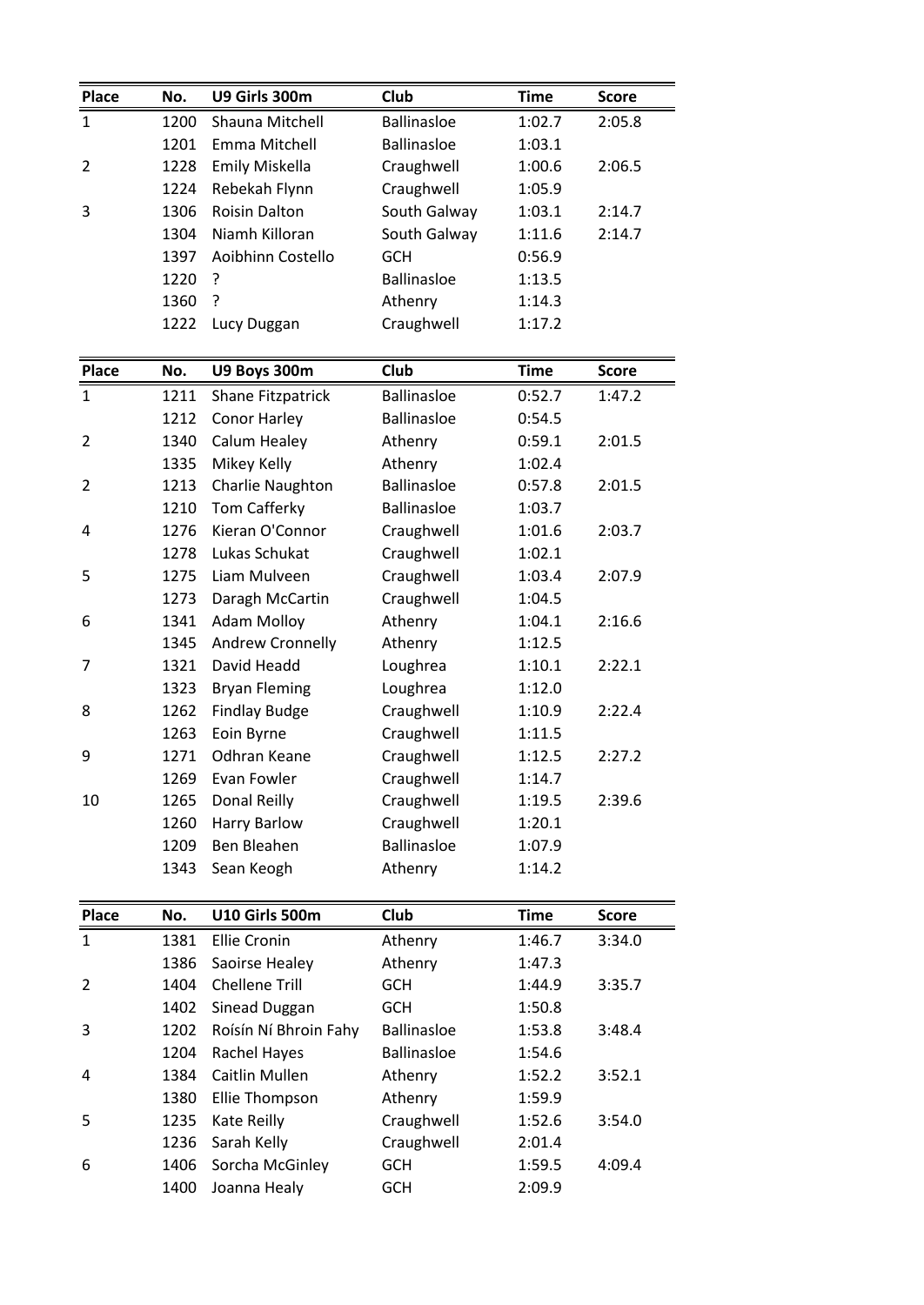| Place | No. | U9 Girls 300m | Club | Time | Score |
|---|---|---|---|---|---|
| 1 | 1200 | Shauna Mitchell | Ballinasloe | 1:02.7 | 2:05.8 |
| | 1201 | Emma Mitchell | Ballinasloe | 1:03.1 | |
| 2 | 1228 | Emily Miskella | Craughwell | 1:00.6 | 2:06.5 |
| | 1224 | Rebekah Flynn | Craughwell | 1:05.9 | |
| 3 | 1306 | Roisin Dalton | South Galway | 1:03.1 | 2:14.7 |
| | 1304 | Niamh Killoran | South Galway | 1:11.6 | 2:14.7 |
| | 1397 | Aoibhinn Costello | GCH | 0:56.9 | |
| | 1220 | ? | Ballinasloe | 1:13.5 | |
| | 1360 | ? | Athenry | 1:14.3 | |
| | 1222 | Lucy Duggan | Craughwell | 1:17.2 | |

| Place | No. | U9 Boys 300m | Club | Time | Score |
|---|---|---|---|---|---|
| 1 | 1211 | Shane Fitzpatrick | Ballinasloe | 0:52.7 | 1:47.2 |
| | 1212 | Conor Harley | Ballinasloe | 0:54.5 | |
| 2 | 1340 | Calum Healey | Athenry | 0:59.1 | 2:01.5 |
| | 1335 | Mikey Kelly | Athenry | 1:02.4 | |
| 2 | 1213 | Charlie Naughton | Ballinasloe | 0:57.8 | 2:01.5 |
| | 1210 | Tom Cafferky | Ballinasloe | 1:03.7 | |
| 4 | 1276 | Kieran O'Connor | Craughwell | 1:01.6 | 2:03.7 |
| | 1278 | Lukas Schukat | Craughwell | 1:02.1 | |
| 5 | 1275 | Liam Mulveen | Craughwell | 1:03.4 | 2:07.9 |
| | 1273 | Daragh McCartin | Craughwell | 1:04.5 | |
| 6 | 1341 | Adam Molloy | Athenry | 1:04.1 | 2:16.6 |
| | 1345 | Andrew Cronnelly | Athenry | 1:12.5 | |
| 7 | 1321 | David Headd | Loughrea | 1:10.1 | 2:22.1 |
| | 1323 | Bryan Fleming | Loughrea | 1:12.0 | |
| 8 | 1262 | Findlay Budge | Craughwell | 1:10.9 | 2:22.4 |
| | 1263 | Eoin Byrne | Craughwell | 1:11.5 | |
| 9 | 1271 | Odhran Keane | Craughwell | 1:12.5 | 2:27.2 |
| | 1269 | Evan Fowler | Craughwell | 1:14.7 | |
| 10 | 1265 | Donal Reilly | Craughwell | 1:19.5 | 2:39.6 |
| | 1260 | Harry Barlow | Craughwell | 1:20.1 | |
| | 1209 | Ben Bleahen | Ballinasloe | 1:07.9 | |
| | 1343 | Sean Keogh | Athenry | 1:14.2 | |

| Place | No. | U10 Girls 500m | Club | Time | Score |
|---|---|---|---|---|---|
| 1 | 1381 | Ellie Cronin | Athenry | 1:46.7 | 3:34.0 |
| | 1386 | Saoirse Healey | Athenry | 1:47.3 | |
| 2 | 1404 | Chellene Trill | GCH | 1:44.9 | 3:35.7 |
| | 1402 | Sinead Duggan | GCH | 1:50.8 | |
| 3 | 1202 | Roísín Ní Bhroin Fahy | Ballinasloe | 1:53.8 | 3:48.4 |
| | 1204 | Rachel Hayes | Ballinasloe | 1:54.6 | |
| 4 | 1384 | Caitlin Mullen | Athenry | 1:52.2 | 3:52.1 |
| | 1380 | Ellie Thompson | Athenry | 1:59.9 | |
| 5 | 1235 | Kate Reilly | Craughwell | 1:52.6 | 3:54.0 |
| | 1236 | Sarah Kelly | Craughwell | 2:01.4 | |
| 6 | 1406 | Sorcha McGinley | GCH | 1:59.5 | 4:09.4 |
| | 1400 | Joanna Healy | GCH | 2:09.9 | |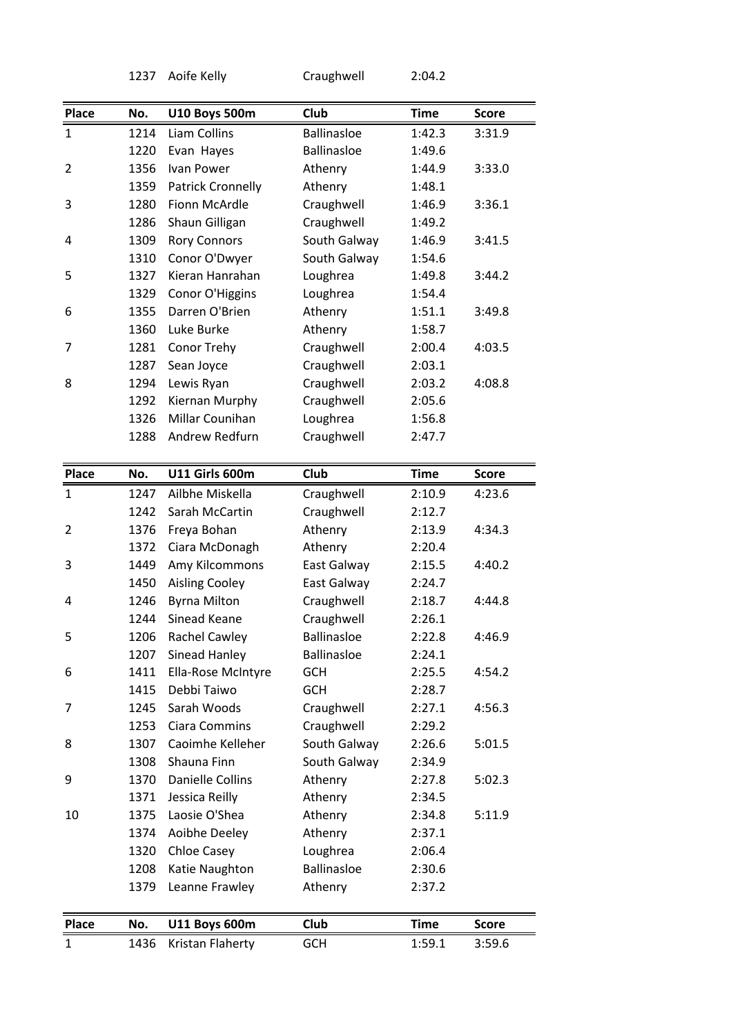| | No. | | Club | Time | |
|---|---|---|---|---|---|
| | 1237 | Aoife Kelly | Craughwell | 2:04.2 | |

| Place | No. | U10 Boys 500m | Club | Time | Score |
|---|---|---|---|---|---|
| 1 | 1214 | Liam Collins | Ballinasloe | 1:42.3 | 3:31.9 |
| | 1220 | Evan Hayes | Ballinasloe | 1:49.6 | |
| 2 | 1356 | Ivan Power | Athenry | 1:44.9 | 3:33.0 |
| | 1359 | Patrick Cronnelly | Athenry | 1:48.1 | |
| 3 | 1280 | Fionn McArdle | Craughwell | 1:46.9 | 3:36.1 |
| | 1286 | Shaun Gilligan | Craughwell | 1:49.2 | |
| 4 | 1309 | Rory Connors | South Galway | 1:46.9 | 3:41.5 |
| | 1310 | Conor O'Dwyer | South Galway | 1:54.6 | |
| 5 | 1327 | Kieran Hanrahan | Loughrea | 1:49.8 | 3:44.2 |
| | 1329 | Conor O'Higgins | Loughrea | 1:54.4 | |
| 6 | 1355 | Darren O'Brien | Athenry | 1:51.1 | 3:49.8 |
| | 1360 | Luke Burke | Athenry | 1:58.7 | |
| 7 | 1281 | Conor Trehy | Craughwell | 2:00.4 | 4:03.5 |
| | 1287 | Sean Joyce | Craughwell | 2:03.1 | |
| 8 | 1294 | Lewis Ryan | Craughwell | 2:03.2 | 4:08.8 |
| | 1292 | Kiernan Murphy | Craughwell | 2:05.6 | |
| | 1326 | Millar Counihan | Loughrea | 1:56.8 | |
| | 1288 | Andrew Redfurn | Craughwell | 2:47.7 | |

| Place | No. | U11 Girls 600m | Club | Time | Score |
|---|---|---|---|---|---|
| 1 | 1247 | Ailbhe Miskella | Craughwell | 2:10.9 | 4:23.6 |
| | 1242 | Sarah McCartin | Craughwell | 2:12.7 | |
| 2 | 1376 | Freya Bohan | Athenry | 2:13.9 | 4:34.3 |
| | 1372 | Ciara McDonagh | Athenry | 2:20.4 | |
| 3 | 1449 | Amy Kilcommons | East Galway | 2:15.5 | 4:40.2 |
| | 1450 | Aisling Cooley | East Galway | 2:24.7 | |
| 4 | 1246 | Byrna Milton | Craughwell | 2:18.7 | 4:44.8 |
| | 1244 | Sinead Keane | Craughwell | 2:26.1 | |
| 5 | 1206 | Rachel Cawley | Ballinasloe | 2:22.8 | 4:46.9 |
| | 1207 | Sinead Hanley | Ballinasloe | 2:24.1 | |
| 6 | 1411 | Ella-Rose McIntyre | GCH | 2:25.5 | 4:54.2 |
| | 1415 | Debbi Taiwo | GCH | 2:28.7 | |
| 7 | 1245 | Sarah Woods | Craughwell | 2:27.1 | 4:56.3 |
| | 1253 | Ciara Commins | Craughwell | 2:29.2 | |
| 8 | 1307 | Caoimhe Kelleher | South Galway | 2:26.6 | 5:01.5 |
| | 1308 | Shauna Finn | South Galway | 2:34.9 | |
| 9 | 1370 | Danielle Collins | Athenry | 2:27.8 | 5:02.3 |
| | 1371 | Jessica Reilly | Athenry | 2:34.5 | |
| 10 | 1375 | Laosie O'Shea | Athenry | 2:34.8 | 5:11.9 |
| | 1374 | Aoibhe Deeley | Athenry | 2:37.1 | |
| | 1320 | Chloe Casey | Loughrea | 2:06.4 | |
| | 1208 | Katie Naughton | Ballinasloe | 2:30.6 | |
| | 1379 | Leanne Frawley | Athenry | 2:37.2 | |

| Place | No. | U11 Boys 600m | Club | Time | Score |
|---|---|---|---|---|---|
| 1 | 1436 | Kristan Flaherty | GCH | 1:59.1 | 3:59.6 |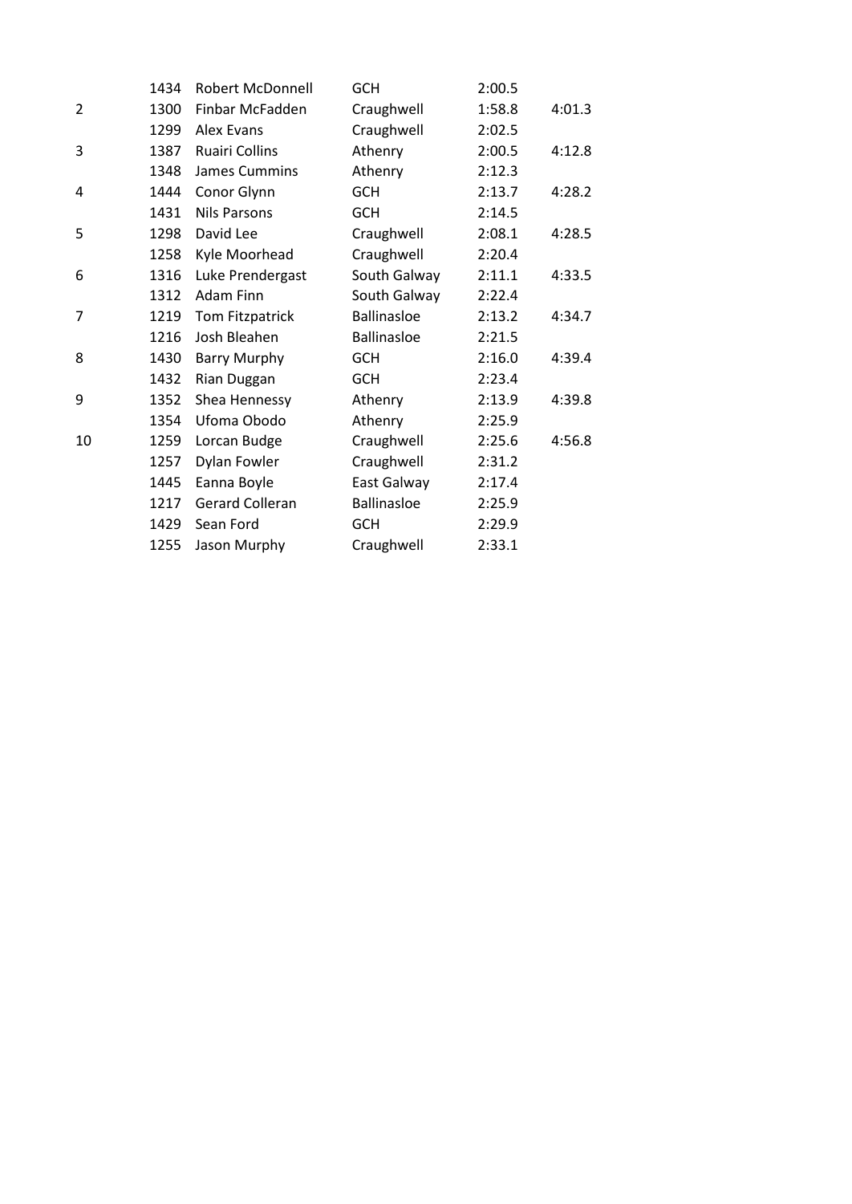| | | | | | |
|---|---|---|---|---|---|
| | 1434 | Robert McDonnell | GCH | 2:00.5 | |
| 2 | 1300 | Finbar McFadden | Craughwell | 1:58.8 | 4:01.3 |
| | 1299 | Alex Evans | Craughwell | 2:02.5 | |
| 3 | 1387 | Ruairi Collins | Athenry | 2:00.5 | 4:12.8 |
| | 1348 | James Cummins | Athenry | 2:12.3 | |
| 4 | 1444 | Conor Glynn | GCH | 2:13.7 | 4:28.2 |
| | 1431 | Nils Parsons | GCH | 2:14.5 | |
| 5 | 1298 | David Lee | Craughwell | 2:08.1 | 4:28.5 |
| | 1258 | Kyle Moorhead | Craughwell | 2:20.4 | |
| 6 | 1316 | Luke Prendergast | South Galway | 2:11.1 | 4:33.5 |
| | 1312 | Adam Finn | South Galway | 2:22.4 | |
| 7 | 1219 | Tom Fitzpatrick | Ballinasloe | 2:13.2 | 4:34.7 |
| | 1216 | Josh Bleahen | Ballinasloe | 2:21.5 | |
| 8 | 1430 | Barry Murphy | GCH | 2:16.0 | 4:39.4 |
| | 1432 | Rian Duggan | GCH | 2:23.4 | |
| 9 | 1352 | Shea Hennessy | Athenry | 2:13.9 | 4:39.8 |
| | 1354 | Ufoma Obodo | Athenry | 2:25.9 | |
| 10 | 1259 | Lorcan Budge | Craughwell | 2:25.6 | 4:56.8 |
| | 1257 | Dylan Fowler | Craughwell | 2:31.2 | |
| | 1445 | Eanna Boyle | East Galway | 2:17.4 | |
| | 1217 | Gerard Colleran | Ballinasloe | 2:25.9 | |
| | 1429 | Sean Ford | GCH | 2:29.9 | |
| | 1255 | Jason Murphy | Craughwell | 2:33.1 | |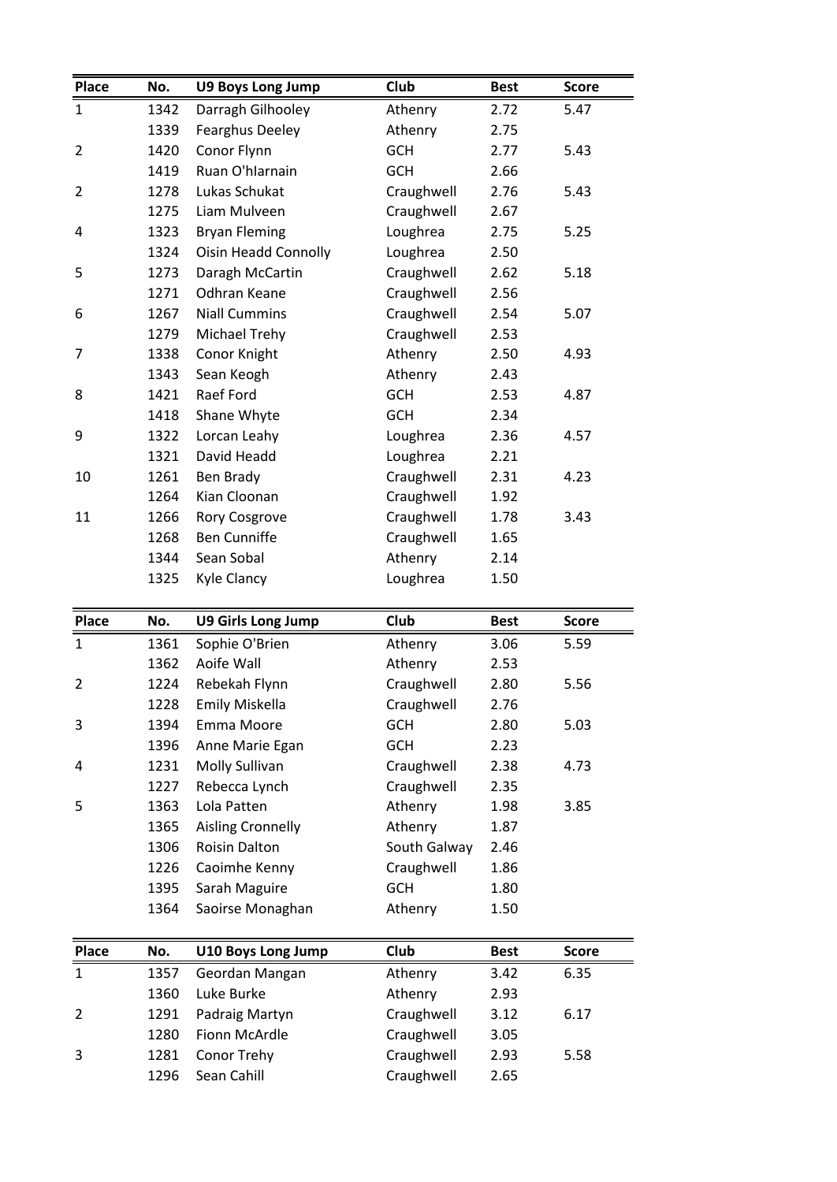| Place | No. | U9 Boys Long Jump | Club | Best | Score |
|---|---|---|---|---|---|
| 1 | 1342 | Darragh Gilhooley | Athenry | 2.72 | 5.47 |
| | 1339 | Fearghus Deeley | Athenry | 2.75 | |
| 2 | 1420 | Conor Flynn | GCH | 2.77 | 5.43 |
| | 1419 | Ruan O'hIarnain | GCH | 2.66 | |
| 2 | 1278 | Lukas Schukat | Craughwell | 2.76 | 5.43 |
| | 1275 | Liam Mulveen | Craughwell | 2.67 | |
| 4 | 1323 | Bryan Fleming | Loughrea | 2.75 | 5.25 |
| | 1324 | Oisin Headd Connolly | Loughrea | 2.50 | |
| 5 | 1273 | Daragh McCartin | Craughwell | 2.62 | 5.18 |
| | 1271 | Odhran Keane | Craughwell | 2.56 | |
| 6 | 1267 | Niall Cummins | Craughwell | 2.54 | 5.07 |
| | 1279 | Michael Trehy | Craughwell | 2.53 | |
| 7 | 1338 | Conor Knight | Athenry | 2.50 | 4.93 |
| | 1343 | Sean Keogh | Athenry | 2.43 | |
| 8 | 1421 | Raef Ford | GCH | 2.53 | 4.87 |
| | 1418 | Shane Whyte | GCH | 2.34 | |
| 9 | 1322 | Lorcan Leahy | Loughrea | 2.36 | 4.57 |
| | 1321 | David Headd | Loughrea | 2.21 | |
| 10 | 1261 | Ben Brady | Craughwell | 2.31 | 4.23 |
| | 1264 | Kian Cloonan | Craughwell | 1.92 | |
| 11 | 1266 | Rory Cosgrove | Craughwell | 1.78 | 3.43 |
| | 1268 | Ben Cunniffe | Craughwell | 1.65 | |
| | 1344 | Sean Sobal | Athenry | 2.14 | |
| | 1325 | Kyle Clancy | Loughrea | 1.50 | |

| Place | No. | U9 Girls Long Jump | Club | Best | Score |
|---|---|---|---|---|---|
| 1 | 1361 | Sophie O'Brien | Athenry | 3.06 | 5.59 |
| | 1362 | Aoife Wall | Athenry | 2.53 | |
| 2 | 1224 | Rebekah Flynn | Craughwell | 2.80 | 5.56 |
| | 1228 | Emily Miskella | Craughwell | 2.76 | |
| 3 | 1394 | Emma Moore | GCH | 2.80 | 5.03 |
| | 1396 | Anne Marie Egan | GCH | 2.23 | |
| 4 | 1231 | Molly Sullivan | Craughwell | 2.38 | 4.73 |
| | 1227 | Rebecca Lynch | Craughwell | 2.35 | |
| 5 | 1363 | Lola Patten | Athenry | 1.98 | 3.85 |
| | 1365 | Aisling Cronnelly | Athenry | 1.87 | |
| | 1306 | Roisin Dalton | South Galway | 2.46 | |
| | 1226 | Caoimhe Kenny | Craughwell | 1.86 | |
| | 1395 | Sarah Maguire | GCH | 1.80 | |
| | 1364 | Saoirse Monaghan | Athenry | 1.50 | |

| Place | No. | U10 Boys Long Jump | Club | Best | Score |
|---|---|---|---|---|---|
| 1 | 1357 | Geordan Mangan | Athenry | 3.42 | 6.35 |
| | 1360 | Luke Burke | Athenry | 2.93 | |
| 2 | 1291 | Padraig Martyn | Craughwell | 3.12 | 6.17 |
| | 1280 | Fionn McArdle | Craughwell | 3.05 | |
| 3 | 1281 | Conor Trehy | Craughwell | 2.93 | 5.58 |
| | 1296 | Sean Cahill | Craughwell | 2.65 | |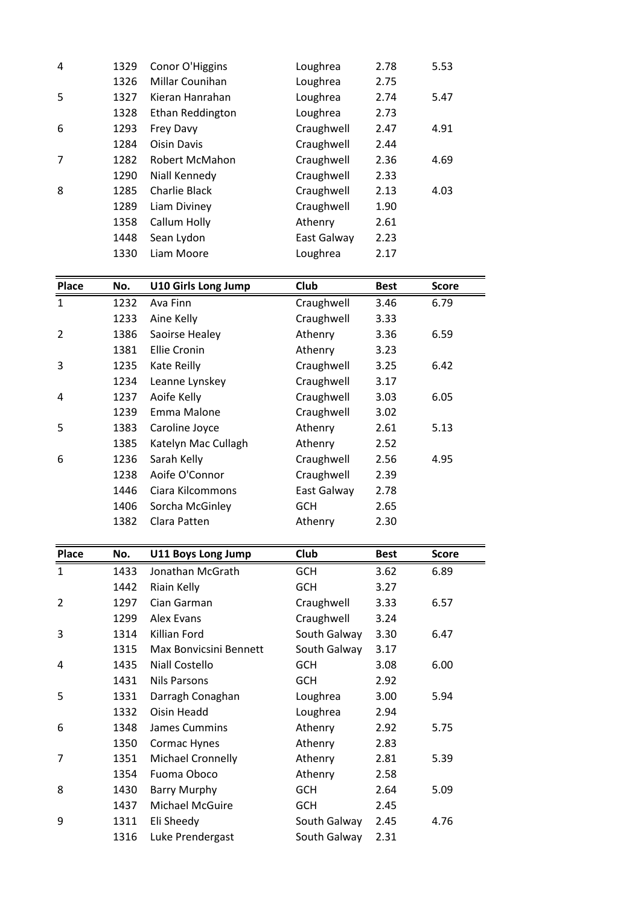| Place | No. | | Club | Best | Score |
|---|---|---|---|---|---|
| 4 | 1329 | Conor O'Higgins | Loughrea | 2.78 | 5.53 |
| | 1326 | Millar Counihan | Loughrea | 2.75 | |
| 5 | 1327 | Kieran Hanrahan | Loughrea | 2.74 | 5.47 |
| | 1328 | Ethan Reddington | Loughrea | 2.73 | |
| 6 | 1293 | Frey Davy | Craughwell | 2.47 | 4.91 |
| | 1284 | Oisin Davis | Craughwell | 2.44 | |
| 7 | 1282 | Robert McMahon | Craughwell | 2.36 | 4.69 |
| | 1290 | Niall Kennedy | Craughwell | 2.33 | |
| 8 | 1285 | Charlie Black | Craughwell | 2.13 | 4.03 |
| | 1289 | Liam Diviney | Craughwell | 1.90 | |
| | 1358 | Callum Holly | Athenry | 2.61 | |
| | 1448 | Sean Lydon | East Galway | 2.23 | |
| | 1330 | Liam Moore | Loughrea | 2.17 | |

| Place | No. | U10 Girls Long Jump | Club | Best | Score |
|---|---|---|---|---|---|
| 1 | 1232 | Ava Finn | Craughwell | 3.46 | 6.79 |
| | 1233 | Aine Kelly | Craughwell | 3.33 | |
| 2 | 1386 | Saoirse Healey | Athenry | 3.36 | 6.59 |
| | 1381 | Ellie Cronin | Athenry | 3.23 | |
| 3 | 1235 | Kate Reilly | Craughwell | 3.25 | 6.42 |
| | 1234 | Leanne Lynskey | Craughwell | 3.17 | |
| 4 | 1237 | Aoife Kelly | Craughwell | 3.03 | 6.05 |
| | 1239 | Emma Malone | Craughwell | 3.02 | |
| 5 | 1383 | Caroline Joyce | Athenry | 2.61 | 5.13 |
| | 1385 | Katelyn Mac Cullagh | Athenry | 2.52 | |
| 6 | 1236 | Sarah Kelly | Craughwell | 2.56 | 4.95 |
| | 1238 | Aoife O'Connor | Craughwell | 2.39 | |
| | 1446 | Ciara Kilcommons | East Galway | 2.78 | |
| | 1406 | Sorcha McGinley | GCH | 2.65 | |
| | 1382 | Clara Patten | Athenry | 2.30 | |

| Place | No. | U11 Boys Long Jump | Club | Best | Score |
|---|---|---|---|---|---|
| 1 | 1433 | Jonathan McGrath | GCH | 3.62 | 6.89 |
| | 1442 | Riain Kelly | GCH | 3.27 | |
| 2 | 1297 | Cian Garman | Craughwell | 3.33 | 6.57 |
| | 1299 | Alex Evans | Craughwell | 3.24 | |
| 3 | 1314 | Killian Ford | South Galway | 3.30 | 6.47 |
| | 1315 | Max Bonvicsini Bennett | South Galway | 3.17 | |
| 4 | 1435 | Niall Costello | GCH | 3.08 | 6.00 |
| | 1431 | Nils Parsons | GCH | 2.92 | |
| 5 | 1331 | Darragh Conaghan | Loughrea | 3.00 | 5.94 |
| | 1332 | Oisin Headd | Loughrea | 2.94 | |
| 6 | 1348 | James Cummins | Athenry | 2.92 | 5.75 |
| | 1350 | Cormac Hynes | Athenry | 2.83 | |
| 7 | 1351 | Michael Cronnelly | Athenry | 2.81 | 5.39 |
| | 1354 | Fuoma Oboco | Athenry | 2.58 | |
| 8 | 1430 | Barry Murphy | GCH | 2.64 | 5.09 |
| | 1437 | Michael McGuire | GCH | 2.45 | |
| 9 | 1311 | Eli Sheedy | South Galway | 2.45 | 4.76 |
| | 1316 | Luke Prendergast | South Galway | 2.31 | |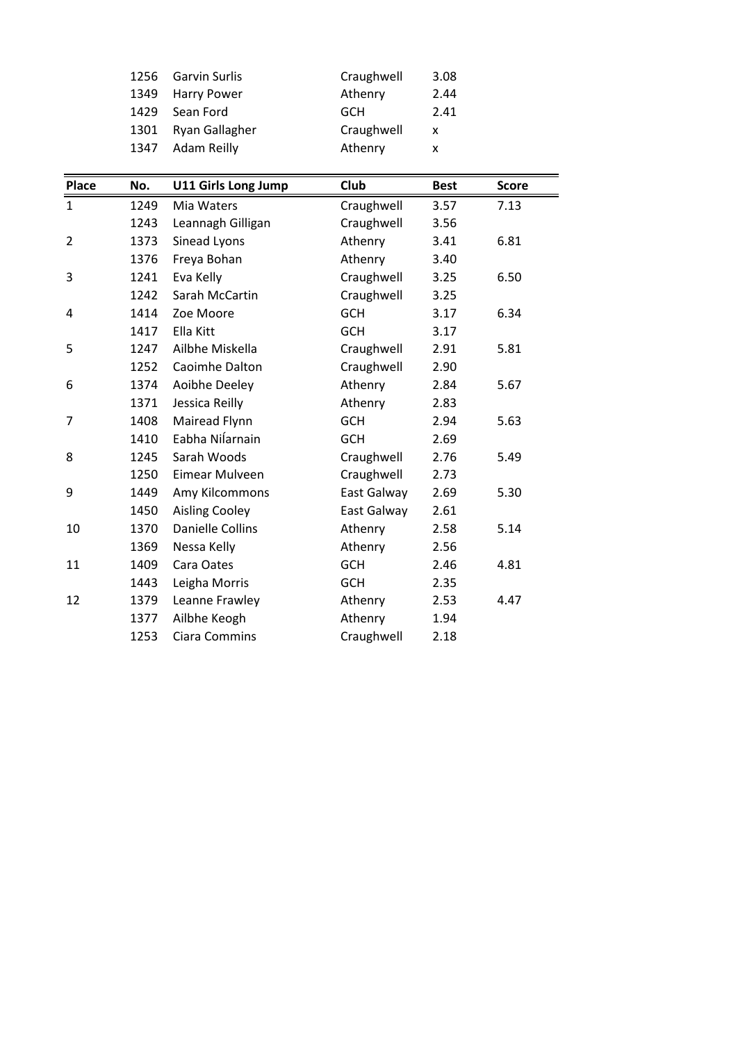| Place | No. | | Club | Best | Score |
|---|---|---|---|---|---|
| | 1256 | Garvin Surlis | Craughwell | 3.08 | |
| | 1349 | Harry Power | Athenry | 2.44 | |
| | 1429 | Sean Ford | GCH | 2.41 | |
| | 1301 | Ryan Gallagher | Craughwell | x | |
| | 1347 | Adam Reilly | Athenry | x | |

| Place | No. | U11 Girls Long Jump | Club | Best | Score |
|---|---|---|---|---|---|
| 1 | 1249 | Mia Waters | Craughwell | 3.57 | 7.13 |
| | 1243 | Leannagh Gilligan | Craughwell | 3.56 | |
| 2 | 1373 | Sinead Lyons | Athenry | 3.41 | 6.81 |
| | 1376 | Freya Bohan | Athenry | 3.40 | |
| 3 | 1241 | Eva Kelly | Craughwell | 3.25 | 6.50 |
| | 1242 | Sarah McCartin | Craughwell | 3.25 | |
| 4 | 1414 | Zoe Moore | GCH | 3.17 | 6.34 |
| | 1417 | Ella Kitt | GCH | 3.17 | |
| 5 | 1247 | Ailbhe Miskella | Craughwell | 2.91 | 5.81 |
| | 1252 | Caoimhe Dalton | Craughwell | 2.90 | |
| 6 | 1374 | Aoibhe Deeley | Athenry | 2.84 | 5.67 |
| | 1371 | Jessica Reilly | Athenry | 2.83 | |
| 7 | 1408 | Mairead Flynn | GCH | 2.94 | 5.63 |
| | 1410 | Eabha NiÍarnain | GCH | 2.69 | |
| 8 | 1245 | Sarah Woods | Craughwell | 2.76 | 5.49 |
| | 1250 | Eimear Mulveen | Craughwell | 2.73 | |
| 9 | 1449 | Amy Kilcommons | East Galway | 2.69 | 5.30 |
| | 1450 | Aisling Cooley | East Galway | 2.61 | |
| 10 | 1370 | Danielle Collins | Athenry | 2.58 | 5.14 |
| | 1369 | Nessa Kelly | Athenry | 2.56 | |
| 11 | 1409 | Cara Oates | GCH | 2.46 | 4.81 |
| | 1443 | Leigha Morris | GCH | 2.35 | |
| 12 | 1379 | Leanne Frawley | Athenry | 2.53 | 4.47 |
| | 1377 | Ailbhe Keogh | Athenry | 1.94 | |
| | 1253 | Ciara Commins | Craughwell | 2.18 | |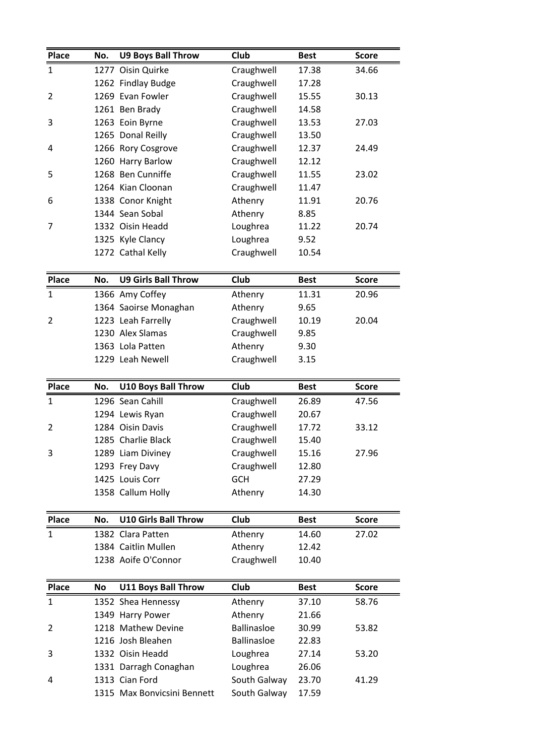| Place | No. | U9 Boys Ball Throw | Club | Best | Score |
|---|---|---|---|---|---|
| 1 | 1277 | Oisin Quirke | Craughwell | 17.38 | 34.66 |
| | 1262 | Findlay Budge | Craughwell | 17.28 | |
| 2 | 1269 | Evan Fowler | Craughwell | 15.55 | 30.13 |
| | 1261 | Ben Brady | Craughwell | 14.58 | |
| 3 | 1263 | Eoin Byrne | Craughwell | 13.53 | 27.03 |
| | 1265 | Donal Reilly | Craughwell | 13.50 | |
| 4 | 1266 | Rory Cosgrove | Craughwell | 12.37 | 24.49 |
| | 1260 | Harry Barlow | Craughwell | 12.12 | |
| 5 | 1268 | Ben Cunniffe | Craughwell | 11.55 | 23.02 |
| | 1264 | Kian Cloonan | Craughwell | 11.47 | |
| 6 | 1338 | Conor Knight | Athenry | 11.91 | 20.76 |
| | 1344 | Sean Sobal | Athenry | 8.85 | |
| 7 | 1332 | Oisin Headd | Loughrea | 11.22 | 20.74 |
| | 1325 | Kyle Clancy | Loughrea | 9.52 | |
| | 1272 | Cathal Kelly | Craughwell | 10.54 | |

| Place | No. | U9 Girls Ball Throw | Club | Best | Score |
|---|---|---|---|---|---|
| 1 | 1366 | Amy Coffey | Athenry | 11.31 | 20.96 |
| | 1364 | Saoirse Monaghan | Athenry | 9.65 | |
| 2 | 1223 | Leah Farrelly | Craughwell | 10.19 | 20.04 |
| | 1230 | Alex Slamas | Craughwell | 9.85 | |
| | 1363 | Lola Patten | Athenry | 9.30 | |
| | 1229 | Leah Newell | Craughwell | 3.15 | |

| Place | No. | U10 Boys Ball Throw | Club | Best | Score |
|---|---|---|---|---|---|
| 1 | 1296 | Sean Cahill | Craughwell | 26.89 | 47.56 |
| | 1294 | Lewis Ryan | Craughwell | 20.67 | |
| 2 | 1284 | Oisin Davis | Craughwell | 17.72 | 33.12 |
| | 1285 | Charlie Black | Craughwell | 15.40 | |
| 3 | 1289 | Liam Diviney | Craughwell | 15.16 | 27.96 |
| | 1293 | Frey Davy | Craughwell | 12.80 | |
| | 1425 | Louis Corr | GCH | 27.29 | |
| | 1358 | Callum Holly | Athenry | 14.30 | |

| Place | No. | U10 Girls Ball Throw | Club | Best | Score |
|---|---|---|---|---|---|
| 1 | 1382 | Clara Patten | Athenry | 14.60 | 27.02 |
| | 1384 | Caitlin Mullen | Athenry | 12.42 | |
| | 1238 | Aoife O'Connor | Craughwell | 10.40 | |

| Place | No | U11 Boys Ball Throw | Club | Best | Score |
|---|---|---|---|---|---|
| 1 | 1352 | Shea Hennessy | Athenry | 37.10 | 58.76 |
| | 1349 | Harry Power | Athenry | 21.66 | |
| 2 | 1218 | Mathew Devine | Ballinasloe | 30.99 | 53.82 |
| | 1216 | Josh Bleahen | Ballinasloe | 22.83 | |
| 3 | 1332 | Oisin Headd | Loughrea | 27.14 | 53.20 |
| | 1331 | Darragh Conaghan | Loughrea | 26.06 | |
| 4 | 1313 | Cian Ford | South Galway | 23.70 | 41.29 |
| | 1315 | Max Bonvicsini Bennett | South Galway | 17.59 | |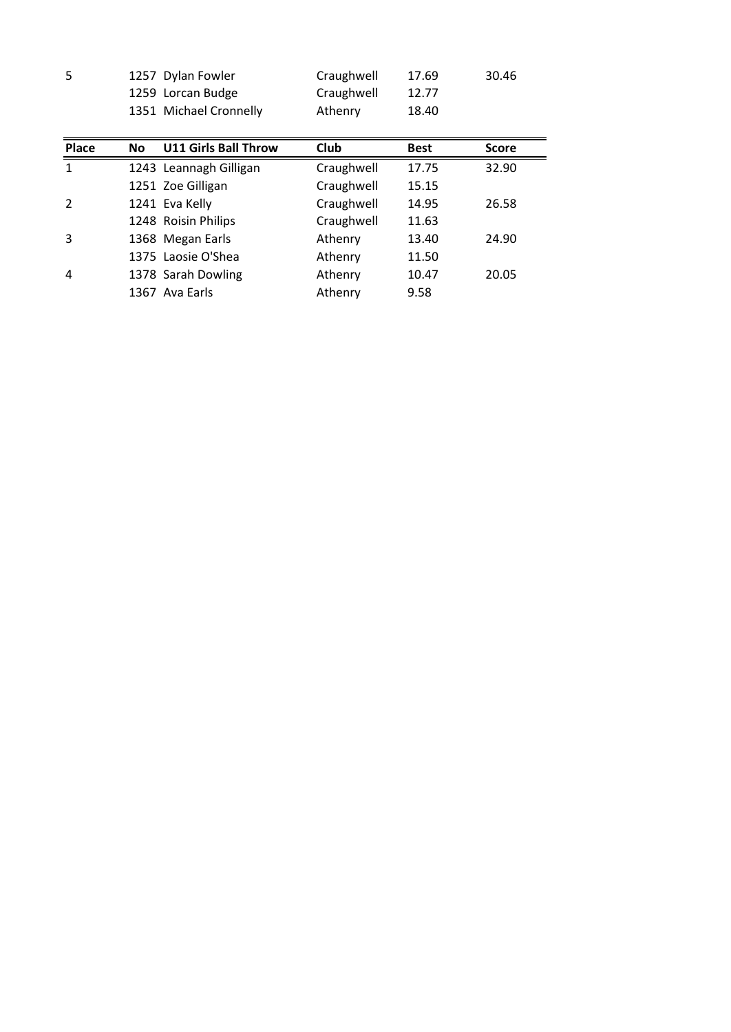| | | | | | |
|---|---|---|---|---|---|
| 5 | 1257 | Dylan Fowler | Craughwell | 17.69 | 30.46 |
| | 1259 | Lorcan Budge | Craughwell | 12.77 | |
| | 1351 | Michael Cronnelly | Athenry | 18.40 | |

| Place | No | U11 Girls Ball Throw | Club | Best | Score |
|---|---|---|---|---|---|
| 1 | 1243 | Leannagh Gilligan | Craughwell | 17.75 | 32.90 |
| | 1251 | Zoe Gilligan | Craughwell | 15.15 | |
| 2 | 1241 | Eva Kelly | Craughwell | 14.95 | 26.58 |
| | 1248 | Roisin Philips | Craughwell | 11.63 | |
| 3 | 1368 | Megan Earls | Athenry | 13.40 | 24.90 |
| | 1375 | Laosie O'Shea | Athenry | 11.50 | |
| 4 | 1378 | Sarah Dowling | Athenry | 10.47 | 20.05 |
| | 1367 | Ava Earls | Athenry | 9.58 | |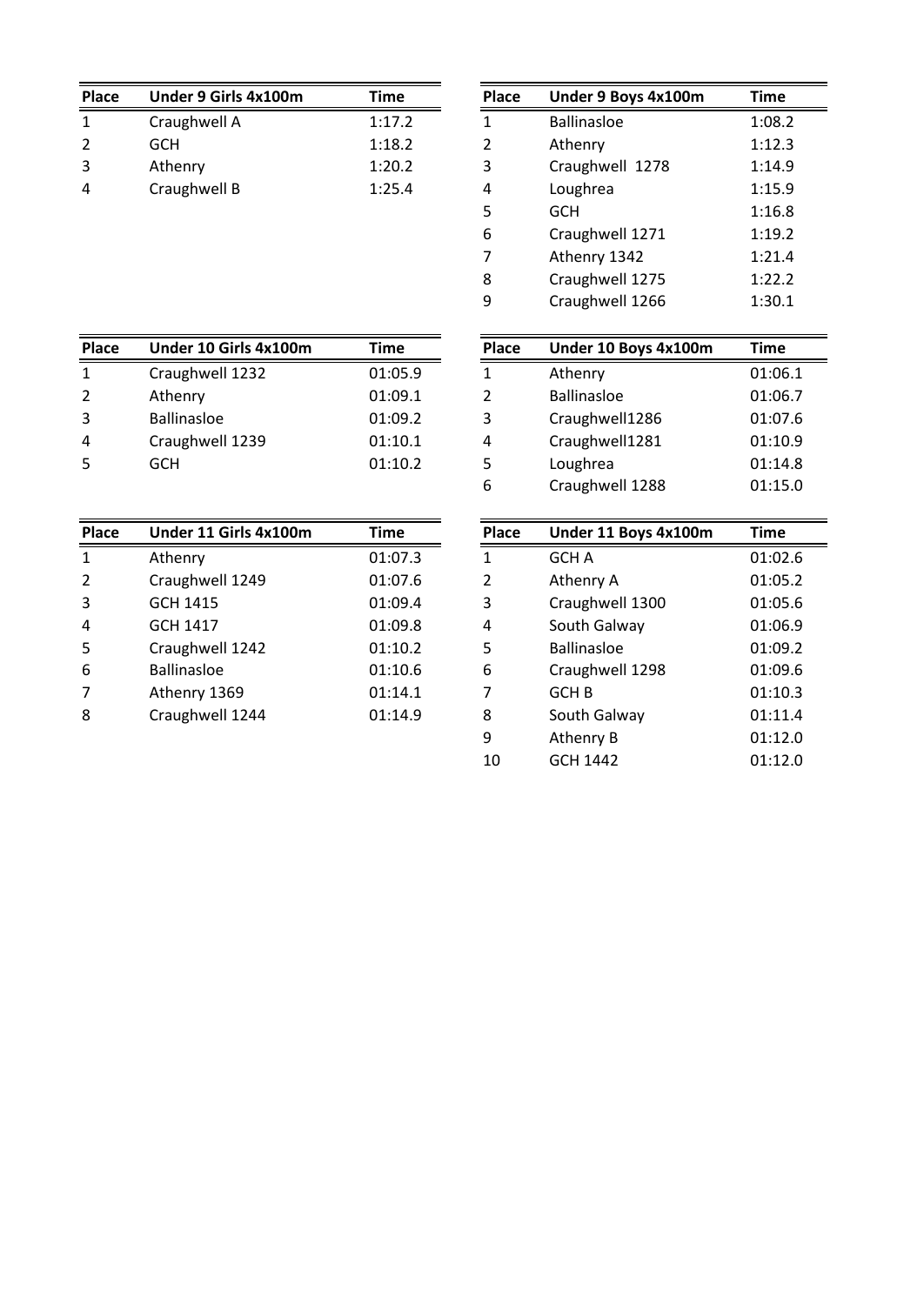| Place | Under 9 Girls 4x100m | Time |
|---|---|---|
| 1 | Craughwell A | 1:17.2 |
| 2 | GCH | 1:18.2 |
| 3 | Athenry | 1:20.2 |
| 4 | Craughwell B | 1:25.4 |

| Place | Under 9 Boys 4x100m | Time |
|---|---|---|
| 1 | Ballinasloe | 1:08.2 |
| 2 | Athenry | 1:12.3 |
| 3 | Craughwell  1278 | 1:14.9 |
| 4 | Loughrea | 1:15.9 |
| 5 | GCH | 1:16.8 |
| 6 | Craughwell 1271 | 1:19.2 |
| 7 | Athenry 1342 | 1:21.4 |
| 8 | Craughwell 1275 | 1:22.2 |
| 9 | Craughwell 1266 | 1:30.1 |

| Place | Under 10 Girls 4x100m | Time |
|---|---|---|
| 1 | Craughwell 1232 | 01:05.9 |
| 2 | Athenry | 01:09.1 |
| 3 | Ballinasloe | 01:09.2 |
| 4 | Craughwell 1239 | 01:10.1 |
| 5 | GCH | 01:10.2 |

| Place | Under 10 Boys 4x100m | Time |
|---|---|---|
| 1 | Athenry | 01:06.1 |
| 2 | Ballinasloe | 01:06.7 |
| 3 | Craughwell1286 | 01:07.6 |
| 4 | Craughwell1281 | 01:10.9 |
| 5 | Loughrea | 01:14.8 |
| 6 | Craughwell 1288 | 01:15.0 |

| Place | Under 11 Girls 4x100m | Time |
|---|---|---|
| 1 | Athenry | 01:07.3 |
| 2 | Craughwell 1249 | 01:07.6 |
| 3 | GCH 1415 | 01:09.4 |
| 4 | GCH 1417 | 01:09.8 |
| 5 | Craughwell 1242 | 01:10.2 |
| 6 | Ballinasloe | 01:10.6 |
| 7 | Athenry 1369 | 01:14.1 |
| 8 | Craughwell 1244 | 01:14.9 |

| Place | Under 11 Boys 4x100m | Time |
|---|---|---|
| 1 | GCH A | 01:02.6 |
| 2 | Athenry A | 01:05.2 |
| 3 | Craughwell 1300 | 01:05.6 |
| 4 | South Galway | 01:06.9 |
| 5 | Ballinasloe | 01:09.2 |
| 6 | Craughwell 1298 | 01:09.6 |
| 7 | GCH B | 01:10.3 |
| 8 | South Galway | 01:11.4 |
| 9 | Athenry B | 01:12.0 |
| 10 | GCH 1442 | 01:12.0 |